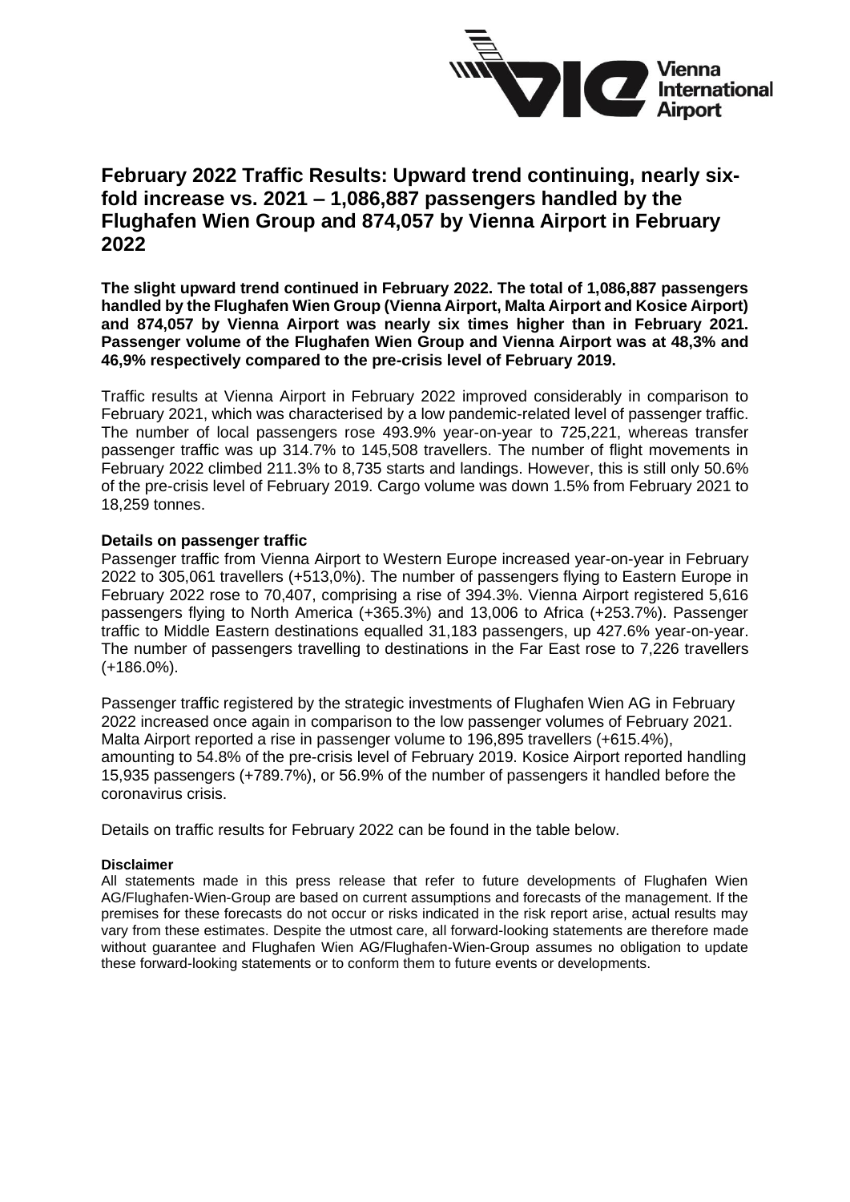# February 2022 Traffic Results: Upward trend continuing, nearly six-fold increase vs. 2021 – 1,086,887 passengers handled by the Flughafen Wien Group and 874,057 by Vienna Airport in February 2022

**The slight upward trend continued in February 2022. The total of 1,086,887 passengers handled by the Flughafen Wien Group (Vienna Airport, Malta Airport and Kosice Airport) and 874,057 by Vienna Airport was nearly six times higher than in February 2021. Passenger volume of the Flughafen Wien Group and Vienna Airport was at 48,3% and 46,9% respectively compared to the pre-crisis level of February 2019.**

Traffic results at Vienna Airport in February 2022 improved considerably in comparison to February 2021, which was characterised by a low pandemic-related level of passenger traffic. The number of local passengers rose 493.9% year-on-year to 725,221, whereas transfer passenger traffic was up 314.7% to 145,508 travellers. The number of flight movements in February 2022 climbed 211.3% to 8,735 starts and landings. However, this is still only 50.6% of the pre-crisis level of February 2019. Cargo volume was down 1.5% from February 2021 to 18,259 tonnes.

**Details on passenger traffic**

Passenger traffic from Vienna Airport to Western Europe increased year-on-year in February 2022 to 305,061 travellers (+513,0%). The number of passengers flying to Eastern Europe in February 2022 rose to 70,407, comprising a rise of 394.3%. Vienna Airport registered 5,616 passengers flying to North America (+365.3%) and 13,006 to Africa (+253.7%). Passenger traffic to Middle Eastern destinations equalled 31,183 passengers, up 427.6% year-on-year. The number of passengers travelling to destinations in the Far East rose to 7,226 travellers (+186.0%).

Passenger traffic registered by the strategic investments of Flughafen Wien AG in February 2022 increased once again in comparison to the low passenger volumes of February 2021. Malta Airport reported a rise in passenger volume to 196,895 travellers (+615.4%), amounting to 54.8% of the pre-crisis level of February 2019. Kosice Airport reported handling 15,935 passengers (+789.7%), or 56.9% of the number of passengers it handled before the coronavirus crisis.

Details on traffic results for February 2022 can be found in the table below.

**Disclaimer**

All statements made in this press release that refer to future developments of Flughafen Wien AG/Flughafen-Wien-Group are based on current assumptions and forecasts of the management. If the premises for these forecasts do not occur or risks indicated in the risk report arise, actual results may vary from these estimates. Despite the utmost care, all forward-looking statements are therefore made without guarantee and Flughafen Wien AG/Flughafen-Wien-Group assumes no obligation to update these forward-looking statements or to conform them to future events or developments.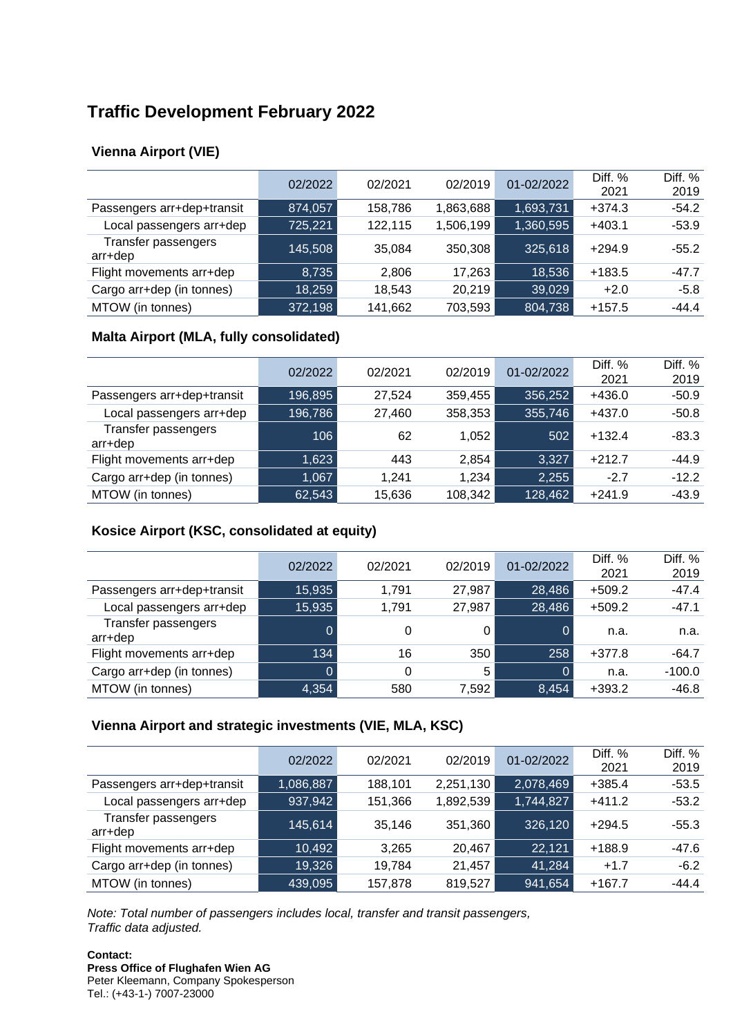# Traffic Development February 2022

### Vienna Airport (VIE)

| | 02/2022 | 02/2021 | 02/2019 | 01-02/2022 | Diff. % 2021 | Diff. % 2019 |
|---|---|---|---|---|---|---|
| Passengers arr+dep+transit | 874,057 | 158,786 | 1,863,688 | 1,693,731 | +374.3 | -54.2 |
| Local passengers arr+dep | 725,221 | 122,115 | 1,506,199 | 1,360,595 | +403.1 | -53.9 |
| Transfer passengers arr+dep | 145,508 | 35,084 | 350,308 | 325,618 | +294.9 | -55.2 |
| Flight movements arr+dep | 8,735 | 2,806 | 17,263 | 18,536 | +183.5 | -47.7 |
| Cargo arr+dep (in tonnes) | 18,259 | 18,543 | 20,219 | 39,029 | +2.0 | -5.8 |
| MTOW (in tonnes) | 372,198 | 141,662 | 703,593 | 804,738 | +157.5 | -44.4 |

### Malta Airport (MLA, fully consolidated)

| | 02/2022 | 02/2021 | 02/2019 | 01-02/2022 | Diff. % 2021 | Diff. % 2019 |
|---|---|---|---|---|---|---|
| Passengers arr+dep+transit | 196,895 | 27,524 | 359,455 | 356,252 | +436.0 | -50.9 |
| Local passengers arr+dep | 196,786 | 27,460 | 358,353 | 355,746 | +437.0 | -50.8 |
| Transfer passengers arr+dep | 106 | 62 | 1,052 | 502 | +132.4 | -83.3 |
| Flight movements arr+dep | 1,623 | 443 | 2,854 | 3,327 | +212.7 | -44.9 |
| Cargo arr+dep (in tonnes) | 1,067 | 1,241 | 1,234 | 2,255 | -2.7 | -12.2 |
| MTOW (in tonnes) | 62,543 | 15,636 | 108,342 | 128,462 | +241.9 | -43.9 |

### Kosice Airport (KSC, consolidated at equity)

| | 02/2022 | 02/2021 | 02/2019 | 01-02/2022 | Diff. % 2021 | Diff. % 2019 |
|---|---|---|---|---|---|---|
| Passengers arr+dep+transit | 15,935 | 1,791 | 27,987 | 28,486 | +509.2 | -47.4 |
| Local passengers arr+dep | 15,935 | 1,791 | 27,987 | 28,486 | +509.2 | -47.1 |
| Transfer passengers arr+dep | 0 | 0 | 0 | 0 | n.a. | n.a. |
| Flight movements arr+dep | 134 | 16 | 350 | 258 | +377.8 | -64.7 |
| Cargo arr+dep (in tonnes) | 0 | 0 | 5 | 0 | n.a. | -100.0 |
| MTOW (in tonnes) | 4,354 | 580 | 7,592 | 8,454 | +393.2 | -46.8 |

### Vienna Airport and strategic investments (VIE, MLA, KSC)

| | 02/2022 | 02/2021 | 02/2019 | 01-02/2022 | Diff. % 2021 | Diff. % 2019 |
|---|---|---|---|---|---|---|
| Passengers arr+dep+transit | 1,086,887 | 188,101 | 2,251,130 | 2,078,469 | +385.4 | -53.5 |
| Local passengers arr+dep | 937,942 | 151,366 | 1,892,539 | 1,744,827 | +411.2 | -53.2 |
| Transfer passengers arr+dep | 145,614 | 35,146 | 351,360 | 326,120 | +294.5 | -55.3 |
| Flight movements arr+dep | 10,492 | 3,265 | 20,467 | 22,121 | +188.9 | -47.6 |
| Cargo arr+dep (in tonnes) | 19,326 | 19,784 | 21,457 | 41,284 | +1.7 | -6.2 |
| MTOW (in tonnes) | 439,095 | 157,878 | 819,527 | 941,654 | +167.7 | -44.4 |

*Note: Total number of passengers includes local, transfer and transit passengers, Traffic data adjusted.*

**Contact:**
**Press Office of Flughafen Wien AG**
Peter Kleemann, Company Spokesperson
Tel.: (+43-1-) 7007-23000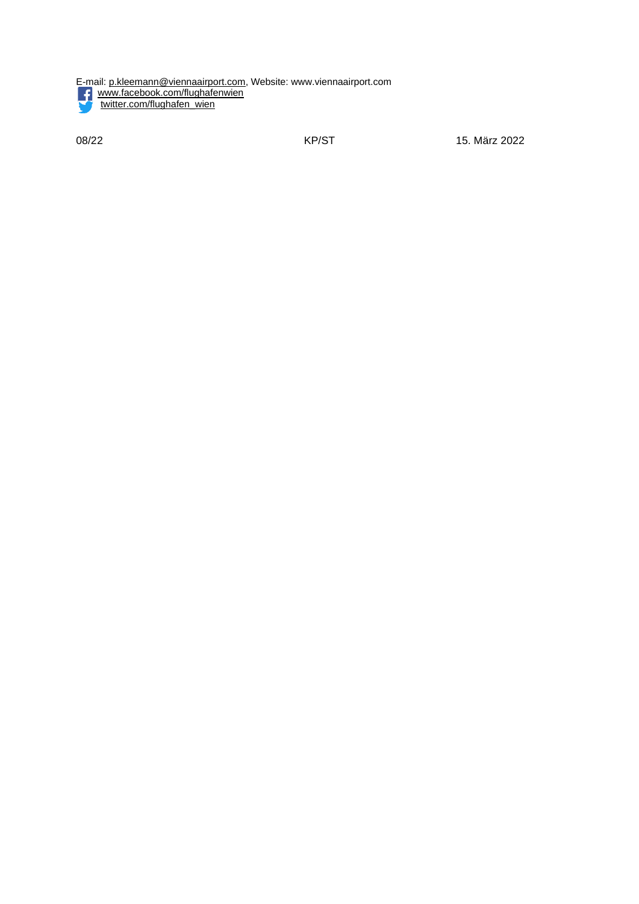E-mail: p.kleemann@viennaairport.com, Website: www.viennaairport.com
www.facebook.com/flughafenwien
twitter.com/flughafen_wien

08/22 KP/ST 15. März 2022